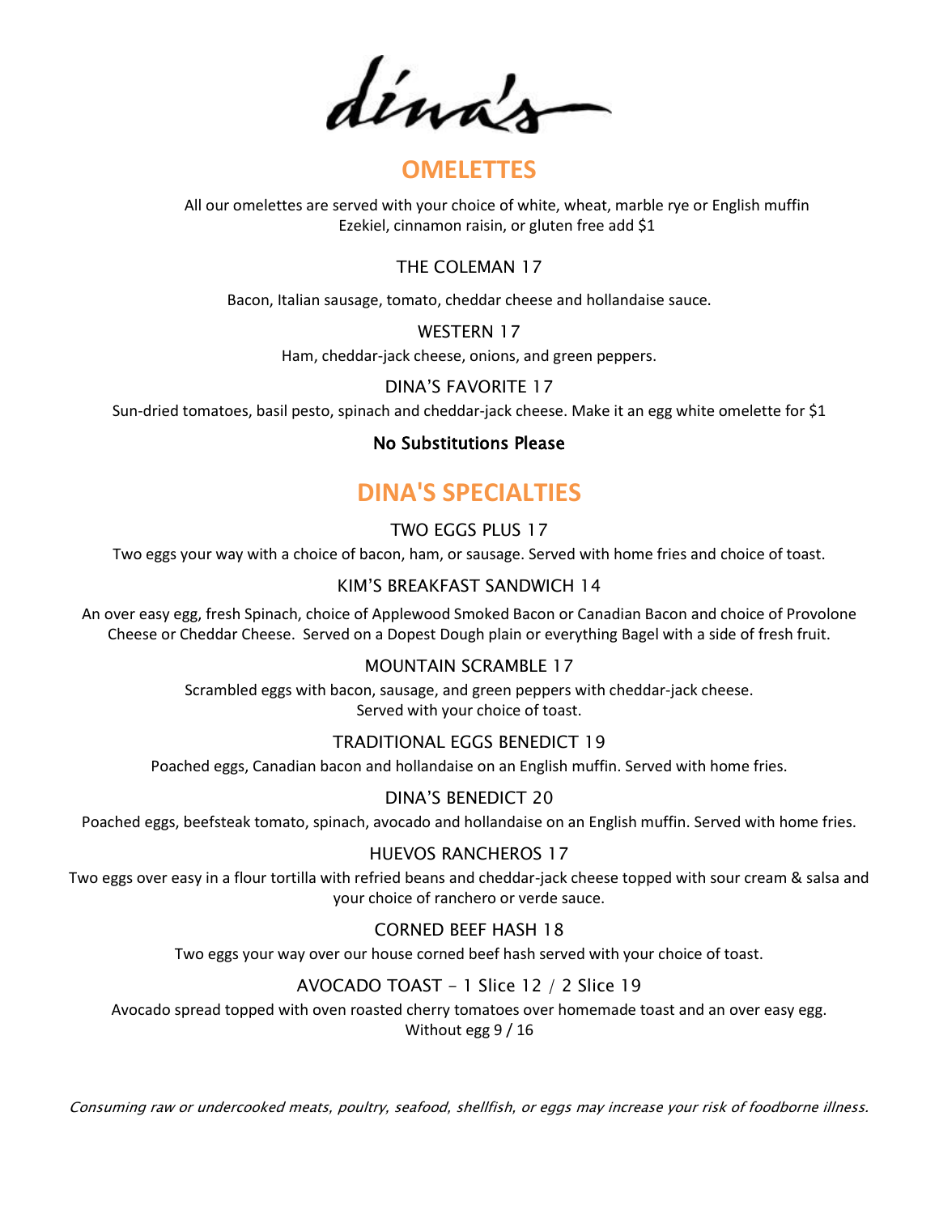# dina's

## OMELETTES

All our omelettes are served with your choice of white, wheat, marble rye or English muffin
Ezekiel, cinnamon raisin, or gluten free add $1

### THE COLEMAN 17

Bacon, Italian sausage, tomato, cheddar cheese and hollandaise sauce.

### WESTERN 17

Ham, cheddar-jack cheese, onions, and green peppers.

### DINA'S FAVORITE 17

Sun-dried tomatoes, basil pesto, spinach and cheddar-jack cheese. Make it an egg white omelette for $1

**No Substitutions Please**

## DINA'S SPECIALTIES

### TWO EGGS PLUS 17

Two eggs your way with a choice of bacon, ham, or sausage. Served with home fries and choice of toast.

### KIM'S BREAKFAST SANDWICH 14

An over easy egg, fresh Spinach, choice of Applewood Smoked Bacon or Canadian Bacon and choice of Provolone Cheese or Cheddar Cheese. Served on a Dopest Dough plain or everything Bagel with a side of fresh fruit.

### MOUNTAIN SCRAMBLE 17

Scrambled eggs with bacon, sausage, and green peppers with cheddar-jack cheese.
Served with your choice of toast.

### TRADITIONAL EGGS BENEDICT 19

Poached eggs, Canadian bacon and hollandaise on an English muffin. Served with home fries.

### DINA'S BENEDICT 20

Poached eggs, beefsteak tomato, spinach, avocado and hollandaise on an English muffin. Served with home fries.

### HUEVOS RANCHEROS 17

Two eggs over easy in a flour tortilla with refried beans and cheddar-jack cheese topped with sour cream & salsa and your choice of ranchero or verde sauce.

### CORNED BEEF HASH 18

Two eggs your way over our house corned beef hash served with your choice of toast.

### AVOCADO TOAST - 1 Slice 12 / 2 Slice 19

Avocado spread topped with oven roasted cherry tomatoes over homemade toast and an over easy egg.
Without egg 9 / 16

*Consuming raw or undercooked meats, poultry, seafood, shellfish, or eggs may increase your risk of foodborne illness.*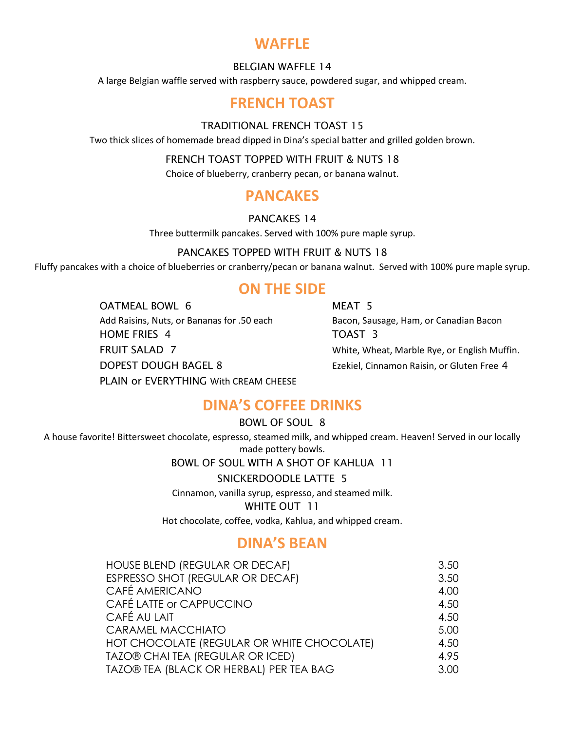## WAFFLE

BELGIAN WAFFLE 14

A large Belgian waffle served with raspberry sauce, powdered sugar, and whipped cream.

## FRENCH TOAST

TRADITIONAL FRENCH TOAST 15

Two thick slices of homemade bread dipped in Dina's special batter and grilled golden brown.

FRENCH TOAST TOPPED WITH FRUIT & NUTS 18

Choice of blueberry, cranberry pecan, or banana walnut.

## PANCAKES

PANCAKES 14

Three buttermilk pancakes. Served with 100% pure maple syrup.

PANCAKES TOPPED WITH FRUIT & NUTS 18

Fluffy pancakes with a choice of blueberries or cranberry/pecan or banana walnut. Served with 100% pure maple syrup.

## ON THE SIDE

OATMEAL BOWL 6

Add Raisins, Nuts, or Bananas for .50 each

HOME FRIES 4

FRUIT SALAD 7

DOPEST DOUGH BAGEL 8

PLAIN or EVERYTHING With CREAM CHEESE

MEAT 5

Bacon, Sausage, Ham, or Canadian Bacon

TOAST 3

White, Wheat, Marble Rye, or English Muffin.

Ezekiel, Cinnamon Raisin, or Gluten Free 4

## DINA'S COFFEE DRINKS

BOWL OF SOUL 8

A house favorite! Bittersweet chocolate, espresso, steamed milk, and whipped cream. Heaven! Served in our locally made pottery bowls.

BOWL OF SOUL WITH A SHOT OF KAHLUA 11

SNICKERDOODLE LATTE 5

Cinnamon, vanilla syrup, espresso, and steamed milk.

WHITE OUT 11

Hot chocolate, coffee, vodka, Kahlua, and whipped cream.

## DINA'S BEAN

| | |
|---|---|
| HOUSE BLEND (REGULAR OR DECAF) | 3.50 |
| ESPRESSO SHOT (REGULAR OR DECAF) | 3.50 |
| CAFÉ AMERICANO | 4.00 |
| CAFÉ LATTE or CAPPUCCINO | 4.50 |
| CAFÉ AU LAIT | 4.50 |
| CARAMEL MACCHIATO | 5.00 |
| HOT CHOCOLATE (REGULAR OR WHITE CHOCOLATE) | 4.50 |
| TAZO® CHAI TEA (REGULAR OR ICED) | 4.95 |
| TAZO® TEA (BLACK OR HERBAL) PER TEA BAG | 3.00 |